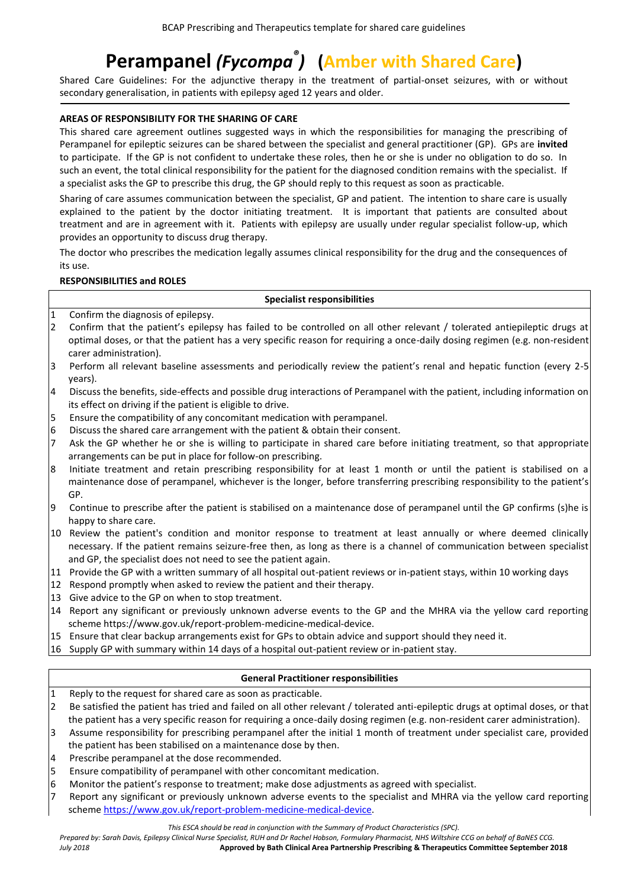# Perampanel *(Fycompa®)* (Amber with Shared Care)

Shared Care Guidelines: For the adjunctive therapy in the treatment of partial-onset seizures, with or without secondary generalisation, in patients with epilepsy aged 12 years and older.

## AREAS OF RESPONSIBILITY FOR THE SHARING OF CARE

This shared care agreement outlines suggested ways in which the responsibilities for managing the prescribing of Perampanel for epileptic seizures can be shared between the specialist and general practitioner (GP). GPs are **invited** to participate. If the GP is not confident to undertake these roles, then he or she is under no obligation to do so. In such an event, the total clinical responsibility for the patient for the diagnosed condition remains with the specialist. If a specialist asks the GP to prescribe this drug, the GP should reply to this request as soon as practicable.

Sharing of care assumes communication between the specialist, GP and patient. The intention to share care is usually explained to the patient by the doctor initiating treatment. It is important that patients are consulted about treatment and are in agreement with it. Patients with epilepsy are usually under regular specialist follow-up, which provides an opportunity to discuss drug therapy.

The doctor who prescribes the medication legally assumes clinical responsibility for the drug and the consequences of its use.

## RESPONSIBILITIES and ROLES

### Specialist responsibilities

1. Confirm the diagnosis of epilepsy.
2. Confirm that the patient's epilepsy has failed to be controlled on all other relevant / tolerated antiepileptic drugs at optimal doses, or that the patient has a very specific reason for requiring a once-daily dosing regimen (e.g. non-resident carer administration).
3. Perform all relevant baseline assessments and periodically review the patient's renal and hepatic function (every 2-5 years).
4. Discuss the benefits, side-effects and possible drug interactions of Perampanel with the patient, including information on its effect on driving if the patient is eligible to drive.
5. Ensure the compatibility of any concomitant medication with perampanel.
6. Discuss the shared care arrangement with the patient & obtain their consent.
7. Ask the GP whether he or she is willing to participate in shared care before initiating treatment, so that appropriate arrangements can be put in place for follow-on prescribing.
8. Initiate treatment and retain prescribing responsibility for at least 1 month or until the patient is stabilised on a maintenance dose of perampanel, whichever is the longer, before transferring prescribing responsibility to the patient's GP.
9. Continue to prescribe after the patient is stabilised on a maintenance dose of perampanel until the GP confirms (s)he is happy to share care.
10. Review the patient's condition and monitor response to treatment at least annually or where deemed clinically necessary. If the patient remains seizure-free then, as long as there is a channel of communication between specialist and GP, the specialist does not need to see the patient again.
11. Provide the GP with a written summary of all hospital out-patient reviews or in-patient stays, within 10 working days
12. Respond promptly when asked to review the patient and their therapy.
13. Give advice to the GP on when to stop treatment.
14. Report any significant or previously unknown adverse events to the GP and the MHRA via the yellow card reporting scheme https://www.gov.uk/report-problem-medicine-medical-device.
15. Ensure that clear backup arrangements exist for GPs to obtain advice and support should they need it.
16. Supply GP with summary within 14 days of a hospital out-patient review or in-patient stay.

### General Practitioner responsibilities

1. Reply to the request for shared care as soon as practicable.
2. Be satisfied the patient has tried and failed on all other relevant / tolerated anti-epileptic drugs at optimal doses, or that the patient has a very specific reason for requiring a once-daily dosing regimen (e.g. non-resident carer administration).
3. Assume responsibility for prescribing perampanel after the initial 1 month of treatment under specialist care, provided the patient has been stabilised on a maintenance dose by then.
4. Prescribe perampanel at the dose recommended.
5. Ensure compatibility of perampanel with other concomitant medication.
6. Monitor the patient's response to treatment; make dose adjustments as agreed with specialist.
7. Report any significant or previously unknown adverse events to the specialist and MHRA via the yellow card reporting scheme https://www.gov.uk/report-problem-medicine-medical-device.

*This ESCA should be read in conjunction with the Summary of Product Characteristics (SPC).*

*Prepared by: Sarah Davis, Epilepsy Clinical Nurse Specialist, RUH and Dr Rachel Hobson, Formulary Pharmacist, NHS Wiltshire CCG on behalf of BaNES CCG.*
*July 2018* **Approved by Bath Clinical Area Partnership Prescribing & Therapeutics Committee September 2018**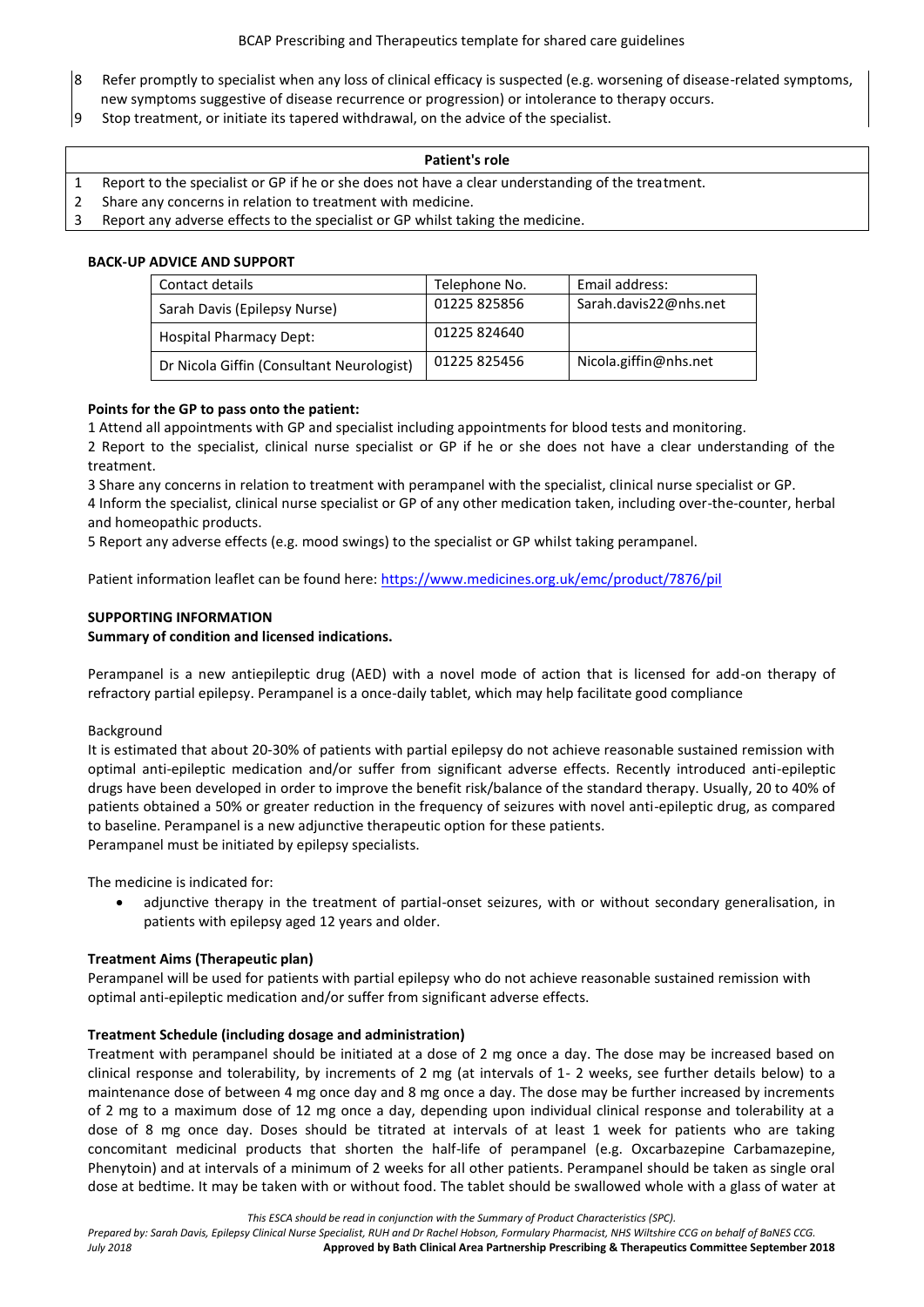8 Refer promptly to specialist when any loss of clinical efficacy is suspected (e.g. worsening of disease-related symptoms, new symptoms suggestive of disease recurrence or progression) or intolerance to therapy occurs.
9 Stop treatment, or initiate its tapered withdrawal, on the advice of the specialist.

| Patient's role |
|---|
| 1 Report to the specialist or GP if he or she does not have a clear understanding of the treatment. |
| 2 Share any concerns in relation to treatment with medicine. |
| 3 Report any adverse effects to the specialist or GP whilst taking the medicine. |

**BACK-UP ADVICE AND SUPPORT**

| Contact details | Telephone No. | Email address: |
|---|---|---|
| Sarah Davis (Epilepsy Nurse) | 01225 825856 | Sarah.davis22@nhs.net |
| Hospital Pharmacy Dept: | 01225 824640 | |
| Dr Nicola Giffin (Consultant Neurologist) | 01225 825456 | Nicola.giffin@nhs.net |

**Points for the GP to pass onto the patient:**

1 Attend all appointments with GP and specialist including appointments for blood tests and monitoring.
2 Report to the specialist, clinical nurse specialist or GP if he or she does not have a clear understanding of the treatment.
3 Share any concerns in relation to treatment with perampanel with the specialist, clinical nurse specialist or GP.
4 Inform the specialist, clinical nurse specialist or GP of any other medication taken, including over-the-counter, herbal and homeopathic products.
5 Report any adverse effects (e.g. mood swings) to the specialist or GP whilst taking perampanel.

Patient information leaflet can be found here: https://www.medicines.org.uk/emc/product/7876/pil

**SUPPORTING INFORMATION**

**Summary of condition and licensed indications.**

Perampanel is a new antiepileptic drug (AED) with a novel mode of action that is licensed for add-on therapy of refractory partial epilepsy. Perampanel is a once-daily tablet, which may help facilitate good compliance

Background
It is estimated that about 20-30% of patients with partial epilepsy do not achieve reasonable sustained remission with optimal anti-epileptic medication and/or suffer from significant adverse effects. Recently introduced anti-epileptic drugs have been developed in order to improve the benefit risk/balance of the standard therapy. Usually, 20 to 40% of patients obtained a 50% or greater reduction in the frequency of seizures with novel anti-epileptic drug, as compared to baseline. Perampanel is a new adjunctive therapeutic option for these patients.
Perampanel must be initiated by epilepsy specialists.

The medicine is indicated for:

- adjunctive therapy in the treatment of partial-onset seizures, with or without secondary generalisation, in patients with epilepsy aged 12 years and older.

**Treatment Aims (Therapeutic plan)**

Perampanel will be used for patients with partial epilepsy who do not achieve reasonable sustained remission with optimal anti-epileptic medication and/or suffer from significant adverse effects.

**Treatment Schedule (including dosage and administration)**

Treatment with perampanel should be initiated at a dose of 2 mg once a day. The dose may be increased based on clinical response and tolerability, by increments of 2 mg (at intervals of 1- 2 weeks, see further details below) to a maintenance dose of between 4 mg once day and 8 mg once a day. The dose may be further increased by increments of 2 mg to a maximum dose of 12 mg once a day, depending upon individual clinical response and tolerability at a dose of 8 mg once day. Doses should be titrated at intervals of at least 1 week for patients who are taking concomitant medicinal products that shorten the half-life of perampanel (e.g. Oxcarbazepine Carbamazepine, Phenytoin) and at intervals of a minimum of 2 weeks for all other patients. Perampanel should be taken as single oral dose at bedtime. It may be taken with or without food. The tablet should be swallowed whole with a glass of water at

*This ESCA should be read in conjunction with the Summary of Product Characteristics (SPC).*

*Prepared by: Sarah Davis, Epilepsy Clinical Nurse Specialist, RUH and Dr Rachel Hobson, Formulary Pharmacist, NHS Wiltshire CCG on behalf of BaNES CCG.*
*July 2018* **Approved by Bath Clinical Area Partnership Prescribing & Therapeutics Committee September 2018**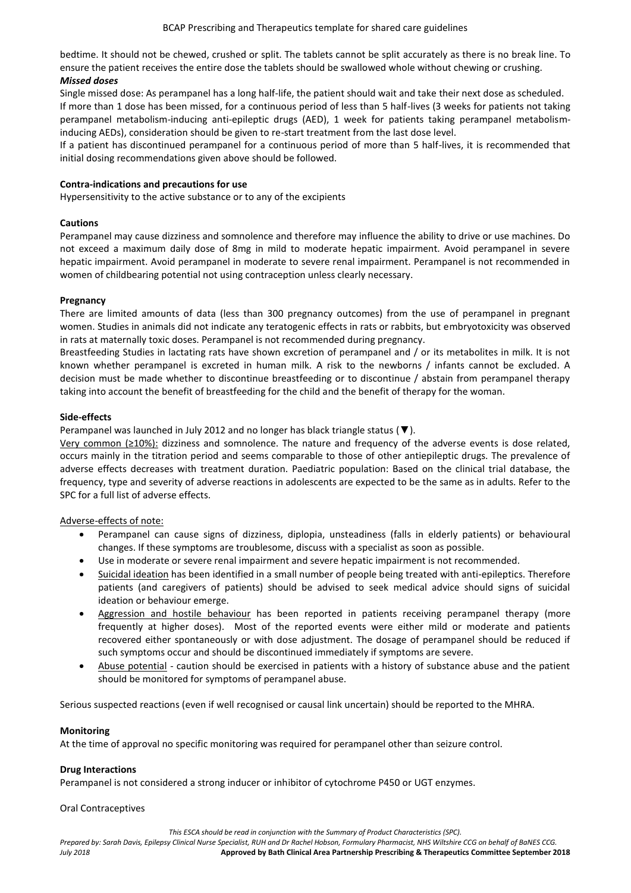bedtime. It should not be chewed, crushed or split. The tablets cannot be split accurately as there is no break line. To ensure the patient receives the entire dose the tablets should be swallowed whole without chewing or crushing.

***Missed doses***

Single missed dose: As perampanel has a long half-life, the patient should wait and take their next dose as scheduled.

If more than 1 dose has been missed, for a continuous period of less than 5 half-lives (3 weeks for patients not taking perampanel metabolism-inducing anti-epileptic drugs (AED), 1 week for patients taking perampanel metabolism-inducing AEDs), consideration should be given to re-start treatment from the last dose level.

If a patient has discontinued perampanel for a continuous period of more than 5 half-lives, it is recommended that initial dosing recommendations given above should be followed.

**Contra-indications and precautions for use**

Hypersensitivity to the active substance or to any of the excipients

**Cautions**

Perampanel may cause dizziness and somnolence and therefore may influence the ability to drive or use machines. Do not exceed a maximum daily dose of 8mg in mild to moderate hepatic impairment. Avoid perampanel in severe hepatic impairment. Avoid perampanel in moderate to severe renal impairment. Perampanel is not recommended in women of childbearing potential not using contraception unless clearly necessary.

**Pregnancy**

There are limited amounts of data (less than 300 pregnancy outcomes) from the use of perampanel in pregnant women. Studies in animals did not indicate any teratogenic effects in rats or rabbits, but embryotoxicity was observed in rats at maternally toxic doses. Perampanel is not recommended during pregnancy.

Breastfeeding Studies in lactating rats have shown excretion of perampanel and / or its metabolites in milk. It is not known whether perampanel is excreted in human milk. A risk to the newborns / infants cannot be excluded. A decision must be made whether to discontinue breastfeeding or to discontinue / abstain from perampanel therapy taking into account the benefit of breastfeeding for the child and the benefit of therapy for the woman.

**Side-effects**

Perampanel was launched in July 2012 and no longer has black triangle status (▼).

Very common (≥10%): dizziness and somnolence. The nature and frequency of the adverse events is dose related, occurs mainly in the titration period and seems comparable to those of other antiepileptic drugs. The prevalence of adverse effects decreases with treatment duration. Paediatric population: Based on the clinical trial database, the frequency, type and severity of adverse reactions in adolescents are expected to be the same as in adults. Refer to the SPC for a full list of adverse effects.

Adverse-effects of note:

- Perampanel can cause signs of dizziness, diplopia, unsteadiness (falls in elderly patients) or behavioural changes. If these symptoms are troublesome, discuss with a specialist as soon as possible.
- Use in moderate or severe renal impairment and severe hepatic impairment is not recommended.
- Suicidal ideation has been identified in a small number of people being treated with anti-epileptics. Therefore patients (and caregivers of patients) should be advised to seek medical advice should signs of suicidal ideation or behaviour emerge.
- Aggression and hostile behaviour has been reported in patients receiving perampanel therapy (more frequently at higher doses). Most of the reported events were either mild or moderate and patients recovered either spontaneously or with dose adjustment. The dosage of perampanel should be reduced if such symptoms occur and should be discontinued immediately if symptoms are severe.
- Abuse potential - caution should be exercised in patients with a history of substance abuse and the patient should be monitored for symptoms of perampanel abuse.

Serious suspected reactions (even if well recognised or causal link uncertain) should be reported to the MHRA.

**Monitoring**

At the time of approval no specific monitoring was required for perampanel other than seizure control.

**Drug Interactions**

Perampanel is not considered a strong inducer or inhibitor of cytochrome P450 or UGT enzymes.

Oral Contraceptives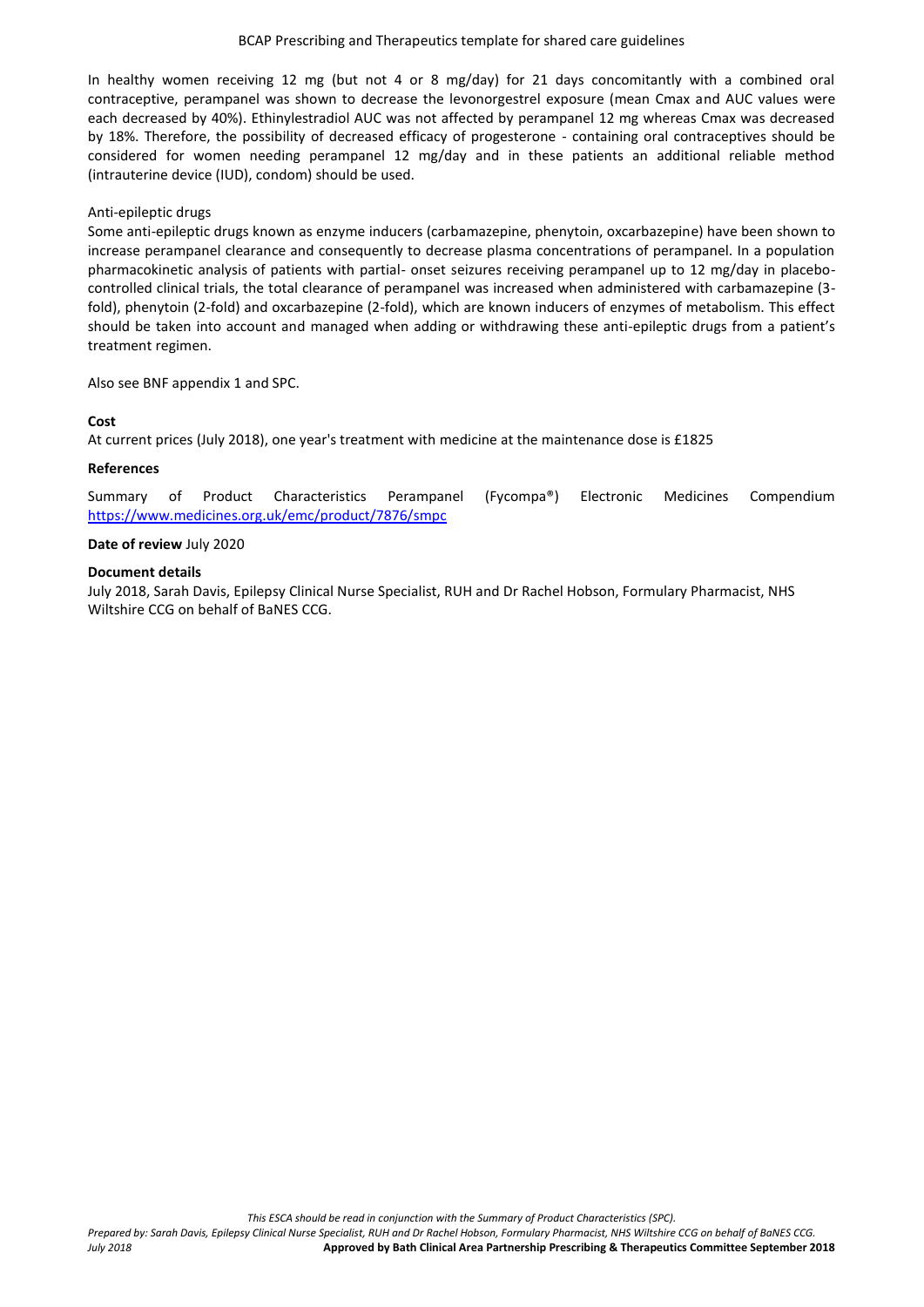In healthy women receiving 12 mg (but not 4 or 8 mg/day) for 21 days concomitantly with a combined oral contraceptive, perampanel was shown to decrease the levonorgestrel exposure (mean Cmax and AUC values were each decreased by 40%). Ethinylestradiol AUC was not affected by perampanel 12 mg whereas Cmax was decreased by 18%. Therefore, the possibility of decreased efficacy of progesterone - containing oral contraceptives should be considered for women needing perampanel 12 mg/day and in these patients an additional reliable method (intrauterine device (IUD), condom) should be used.

Anti-epileptic drugs

Some anti-epileptic drugs known as enzyme inducers (carbamazepine, phenytoin, oxcarbazepine) have been shown to increase perampanel clearance and consequently to decrease plasma concentrations of perampanel. In a population pharmacokinetic analysis of patients with partial- onset seizures receiving perampanel up to 12 mg/day in placebo-controlled clinical trials, the total clearance of perampanel was increased when administered with carbamazepine (3-fold), phenytoin (2-fold) and oxcarbazepine (2-fold), which are known inducers of enzymes of metabolism. This effect should be taken into account and managed when adding or withdrawing these anti-epileptic drugs from a patient's treatment regimen.

Also see BNF appendix 1 and SPC.

**Cost**

At current prices (July 2018), one year's treatment with medicine at the maintenance dose is £1825

**References**

Summary of Product Characteristics Perampanel (Fycompa®) Electronic Medicines Compendium https://www.medicines.org.uk/emc/product/7876/smpc

**Date of review** July 2020

**Document details**

July 2018, Sarah Davis, Epilepsy Clinical Nurse Specialist, RUH and Dr Rachel Hobson, Formulary Pharmacist, NHS Wiltshire CCG on behalf of BaNES CCG.